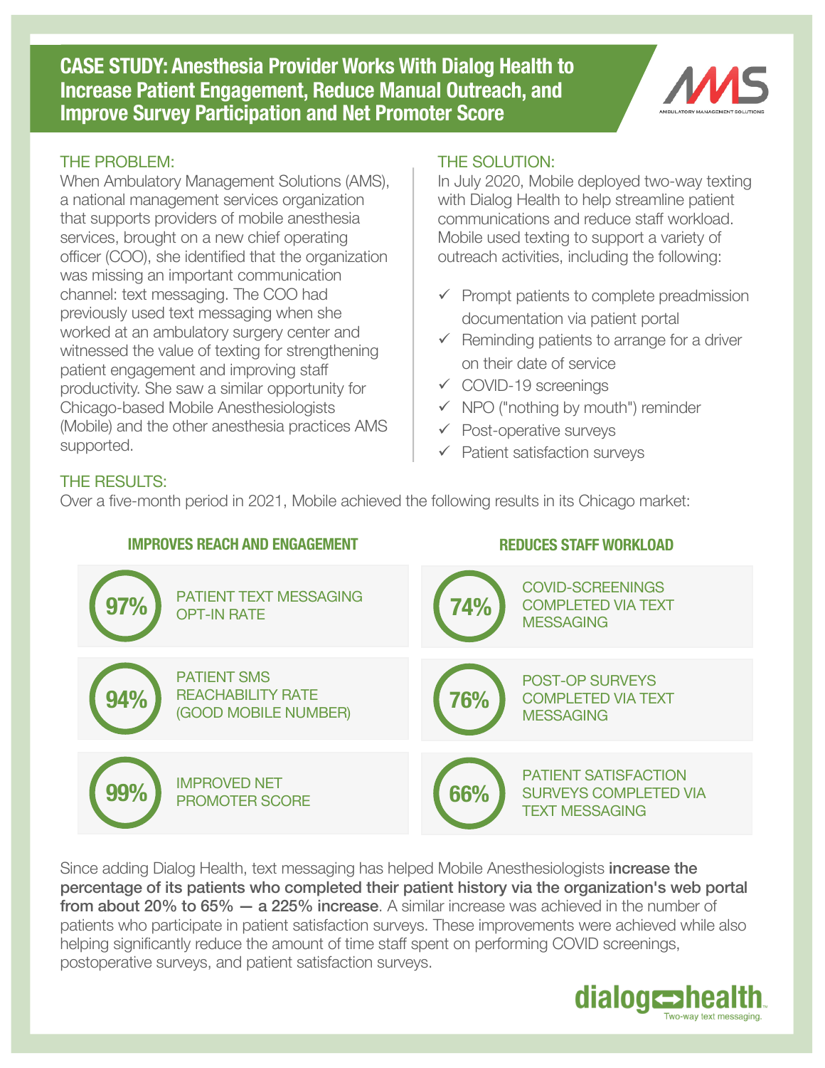# CASE STUDY: Anesthesia Provider Works With Dialog Health to Increase Patient Engagement, Reduce Manual Outreach, and Improve Survey Participation and Net Promoter Score

## THE PROBLEM:

When Ambulatory Management Solutions (AMS), a national management services organization that supports providers of mobile anesthesia services, brought on a new chief operating officer (COO), she identified that the organization was missing an important communication channel: text messaging. The COO had previously used text messaging when she worked at an ambulatory surgery center and witnessed the value of texting for strengthening patient engagement and improving staff productivity. She saw a similar opportunity for Chicago-based Mobile Anesthesiologists (Mobile) and the other anesthesia practices AMS supported.

## THE SOLUTION:

In July 2020, Mobile deployed two-way texting with Dialog Health to help streamline patient communications and reduce staff workload. Mobile used texting to support a variety of outreach activities, including the following:

- ✓ Prompt patients to complete preadmission documentation via patient portal
- ✓ Reminding patients to arrange for a driver on their date of service
- ✓ COVID-19 screenings
- ✓ NPO ("nothing by mouth") reminder
- ✓ Post-operative surveys
- ✓ Patient satisfaction surveys

## THE RESULTS:

Over a five-month period in 2021, Mobile achieved the following results in its Chicago market:

### IMPROVES REACH AND ENGAGEMENT

- **97%** PATIENT TEXT MESSAGING OPT-IN RATE
- **94%** PATIENT SMS REACHABILITY RATE (GOOD MOBILE NUMBER)
- **99%** IMPROVED NET PROMOTER SCORE

### REDUCES STAFF WORKLOAD

- **74%** COVID-SCREENINGS COMPLETED VIA TEXT MESSAGING
- **76%** POST-OP SURVEYS COMPLETED VIA TEXT MESSAGING
- **66%** PATIENT SATISFACTION SURVEYS COMPLETED VIA TEXT MESSAGING

Since adding Dialog Health, text messaging has helped Mobile Anesthesiologists **increase the percentage of its patients who completed their patient history via the organization's web portal from about 20% to 65% — a 225% increase**. A similar increase was achieved in the number of patients who participate in patient satisfaction surveys. These improvements were achieved while also helping significantly reduce the amount of time staff spent on performing COVID screenings, postoperative surveys, and patient satisfaction surveys.

dialog health — Two-way text messaging.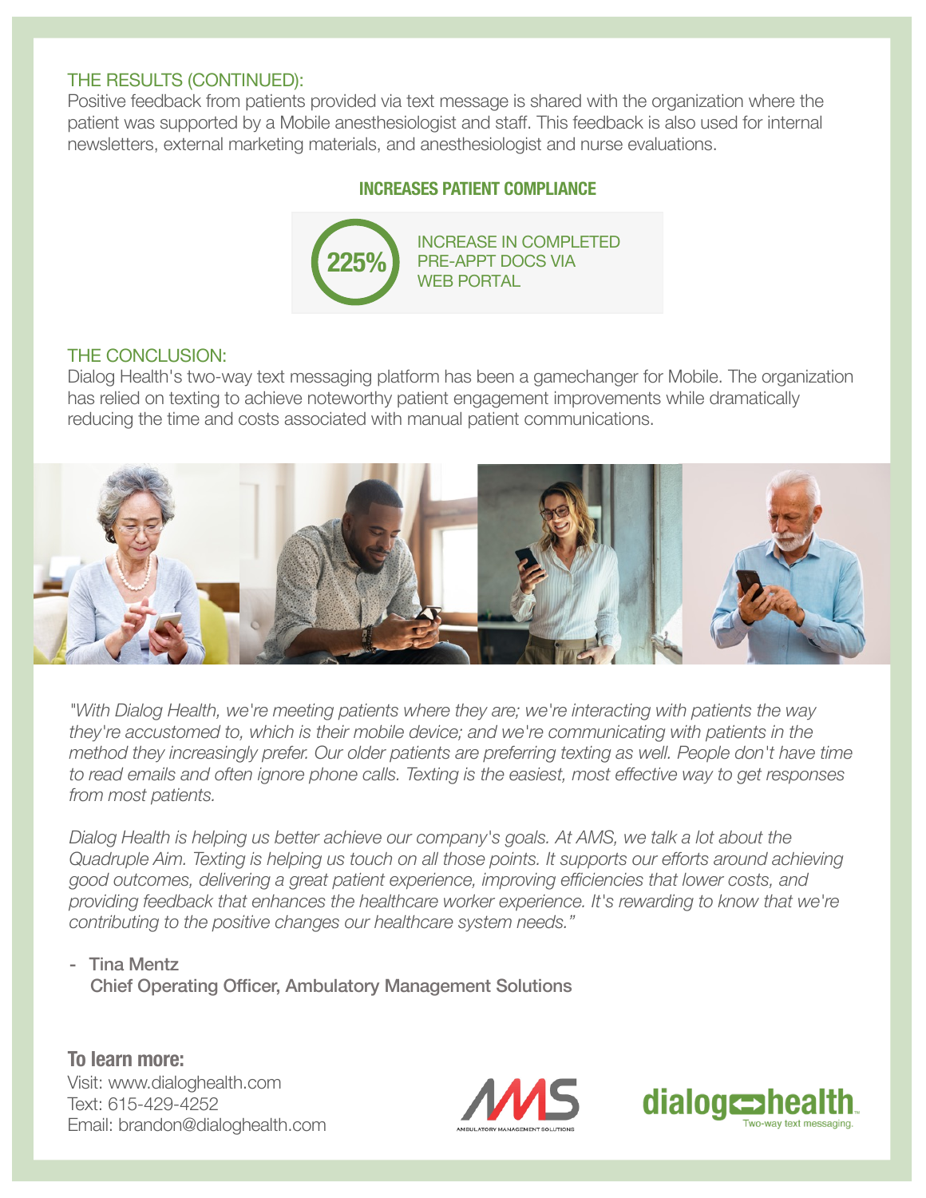## THE RESULTS (CONTINUED):

Positive feedback from patients provided via text message is shared with the organization where the patient was supported by a Mobile anesthesiologist and staff. This feedback is also used for internal newsletters, external marketing materials, and anesthesiologist and nurse evaluations.

### INCREASES PATIENT COMPLIANCE

**225%** INCREASE IN COMPLETED PRE-APPT DOCS VIA WEB PORTAL

## THE CONCLUSION:

Dialog Health's two-way text messaging platform has been a gamechanger for Mobile. The organization has relied on texting to achieve noteworthy patient engagement improvements while dramatically reducing the time and costs associated with manual patient communications.

*"With Dialog Health, we're meeting patients where they are; we're interacting with patients the way they're accustomed to, which is their mobile device; and we're communicating with patients in the method they increasingly prefer. Our older patients are preferring texting as well. People don't have time to read emails and often ignore phone calls. Texting is the easiest, most effective way to get responses from most patients.*

*Dialog Health is helping us better achieve our company's goals. At AMS, we talk a lot about the Quadruple Aim. Texting is helping us touch on all those points. It supports our efforts around achieving good outcomes, delivering a great patient experience, improving efficiencies that lower costs, and providing feedback that enhances the healthcare worker experience. It's rewarding to know that we're contributing to the positive changes our healthcare system needs."*

- Tina Mentz
  Chief Operating Officer, Ambulatory Management Solutions

**To learn more:**
Visit: www.dialoghealth.com
Text: 615-429-4252
Email: brandon@dialoghealth.com

AMS AMBULATORY MANAGEMENT SOLUTIONS

dialog health Two-way text messaging.